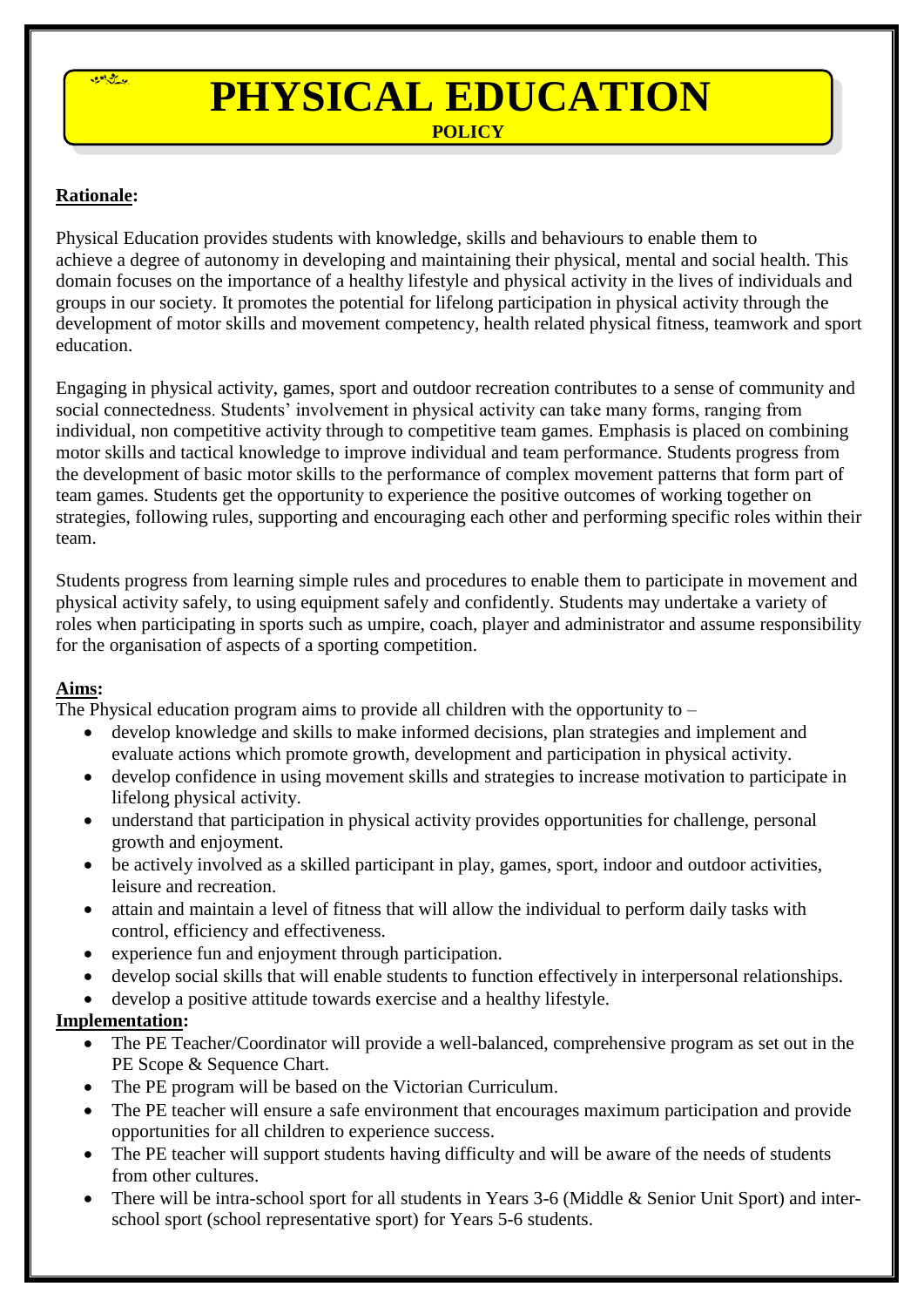# PHYSICAL EDUCATION

**POLICY**

**Rationale:**

Physical Education provides students with knowledge, skills and behaviours to enable them to achieve a degree of autonomy in developing and maintaining their physical, mental and social health. This domain focuses on the importance of a healthy lifestyle and physical activity in the lives of individuals and groups in our society. It promotes the potential for lifelong participation in physical activity through the development of motor skills and movement competency, health related physical fitness, teamwork and sport education.

Engaging in physical activity, games, sport and outdoor recreation contributes to a sense of community and social connectedness. Students' involvement in physical activity can take many forms, ranging from individual, non competitive activity through to competitive team games. Emphasis is placed on combining motor skills and tactical knowledge to improve individual and team performance. Students progress from the development of basic motor skills to the performance of complex movement patterns that form part of team games. Students get the opportunity to experience the positive outcomes of working together on strategies, following rules, supporting and encouraging each other and performing specific roles within their team.

Students progress from learning simple rules and procedures to enable them to participate in movement and physical activity safely, to using equipment safely and confidently. Students may undertake a variety of roles when participating in sports such as umpire, coach, player and administrator and assume responsibility for the organisation of aspects of a sporting competition.

**Aims:**

The Physical education program aims to provide all children with the opportunity to –

- develop knowledge and skills to make informed decisions, plan strategies and implement and evaluate actions which promote growth, development and participation in physical activity.
- develop confidence in using movement skills and strategies to increase motivation to participate in lifelong physical activity.
- understand that participation in physical activity provides opportunities for challenge, personal growth and enjoyment.
- be actively involved as a skilled participant in play, games, sport, indoor and outdoor activities, leisure and recreation.
- attain and maintain a level of fitness that will allow the individual to perform daily tasks with control, efficiency and effectiveness.
- experience fun and enjoyment through participation.
- develop social skills that will enable students to function effectively in interpersonal relationships.
- develop a positive attitude towards exercise and a healthy lifestyle.

**Implementation:**

- The PE Teacher/Coordinator will provide a well-balanced, comprehensive program as set out in the PE Scope & Sequence Chart.
- The PE program will be based on the Victorian Curriculum.
- The PE teacher will ensure a safe environment that encourages maximum participation and provide opportunities for all children to experience success.
- The PE teacher will support students having difficulty and will be aware of the needs of students from other cultures.
- There will be intra-school sport for all students in Years 3-6 (Middle & Senior Unit Sport) and inter-school sport (school representative sport) for Years 5-6 students.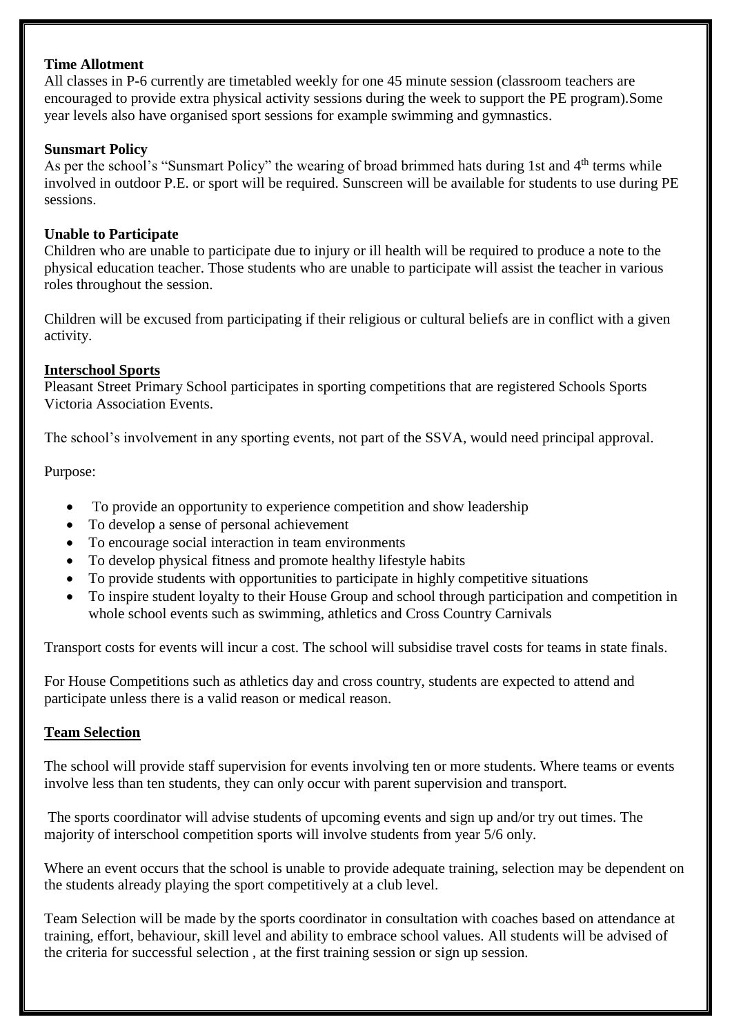**Time Allotment**

All classes in P-6 currently are timetabled weekly for one 45 minute session (classroom teachers are encouraged to provide extra physical activity sessions during the week to support the PE program).Some year levels also have organised sport sessions for example swimming and gymnastics.

**Sunsmart Policy**

As per the school's "Sunsmart Policy" the wearing of broad brimmed hats during 1st and 4th terms while involved in outdoor P.E. or sport will be required. Sunscreen will be available for students to use during PE sessions.

**Unable to Participate**

Children who are unable to participate due to injury or ill health will be required to produce a note to the physical education teacher. Those students who are unable to participate will assist the teacher in various roles throughout the session.

Children will be excused from participating if their religious or cultural beliefs are in conflict with a given activity.

**Interschool Sports**

Pleasant Street Primary School participates in sporting competitions that are registered Schools Sports Victoria Association Events.

The school's involvement in any sporting events, not part of the SSVA, would need principal approval.

Purpose:

- To provide an opportunity to experience competition and show leadership
- To develop a sense of personal achievement
- To encourage social interaction in team environments
- To develop physical fitness and promote healthy lifestyle habits
- To provide students with opportunities to participate in highly competitive situations
- To inspire student loyalty to their House Group and school through participation and competition in whole school events such as swimming, athletics and Cross Country Carnivals

Transport costs for events will incur a cost. The school will subsidise travel costs for teams in state finals.

For House Competitions such as athletics day and cross country, students are expected to attend and participate unless there is a valid reason or medical reason.

**Team Selection**

The school will provide staff supervision for events involving ten or more students. Where teams or events involve less than ten students, they can only occur with parent supervision and transport.

The sports coordinator will advise students of upcoming events and sign up and/or try out times. The majority of interschool competition sports will involve students from year 5/6 only.

Where an event occurs that the school is unable to provide adequate training, selection may be dependent on the students already playing the sport competitively at a club level.

Team Selection will be made by the sports coordinator in consultation with coaches based on attendance at training, effort, behaviour, skill level and ability to embrace school values. All students will be advised of the criteria for successful selection , at the first training session or sign up session.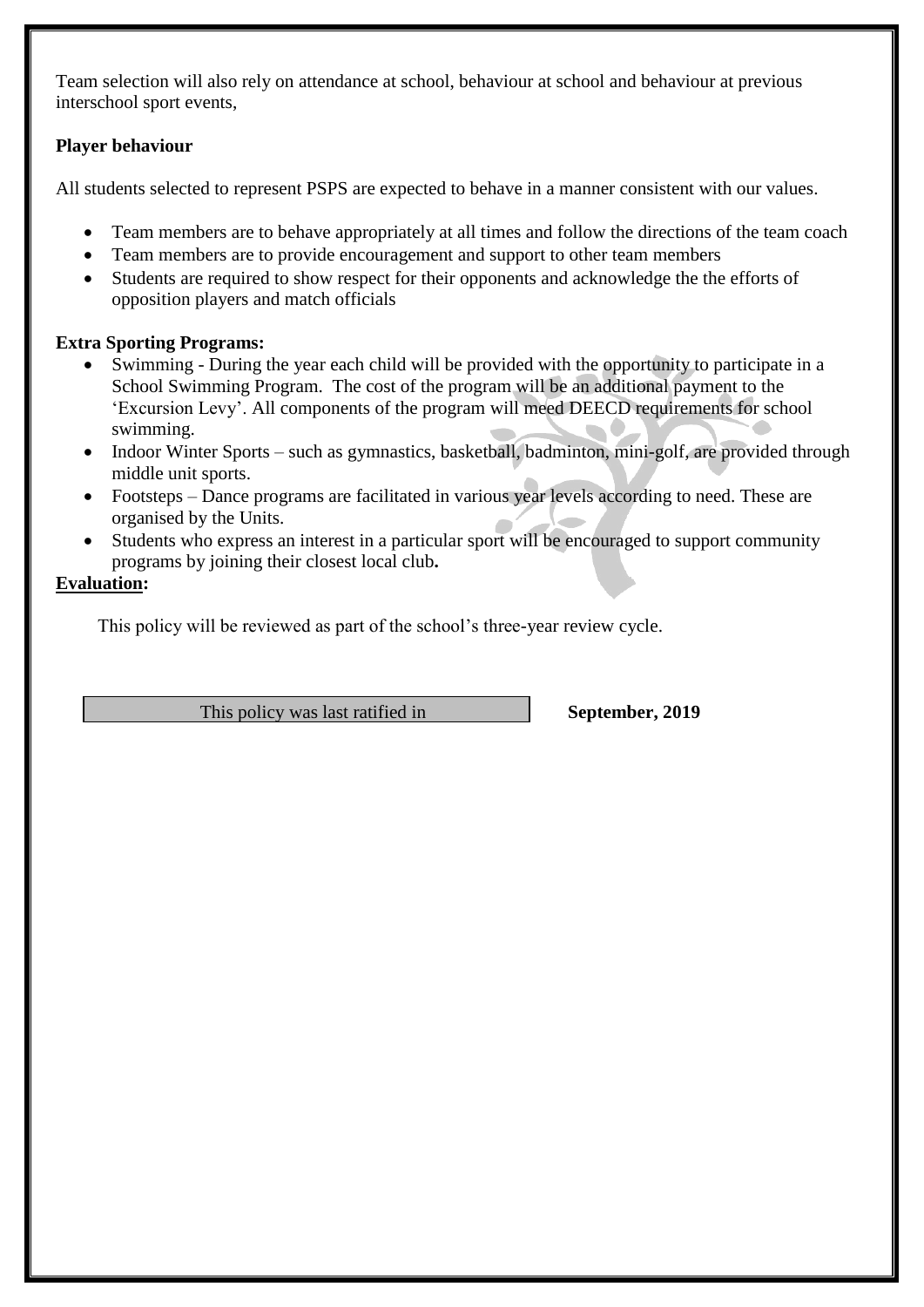Team selection will also rely on attendance at school, behaviour at school and behaviour at previous interschool sport events,

**Player behaviour**

All students selected to represent PSPS are expected to behave in a manner consistent with our values.

- Team members are to behave appropriately at all times and follow the directions of the team coach
- Team members are to provide encouragement and support to other team members
- Students are required to show respect for their opponents and acknowledge the the efforts of opposition players and match officials

**Extra Sporting Programs:**

- Swimming - During the year each child will be provided with the opportunity to participate in a School Swimming Program. The cost of the program will be an additional payment to the 'Excursion Levy'. All components of the program will meed DEECD requirements for school swimming.
- Indoor Winter Sports – such as gymnastics, basketball, badminton, mini-golf, are provided through middle unit sports.
- Footsteps – Dance programs are facilitated in various year levels according to need. These are organised by the Units.
- Students who express an interest in a particular sport will be encouraged to support community programs by joining their closest local club**.**

**Evaluation:**

This policy will be reviewed as part of the school's three-year review cycle.

This policy was last ratified in **September, 2019**